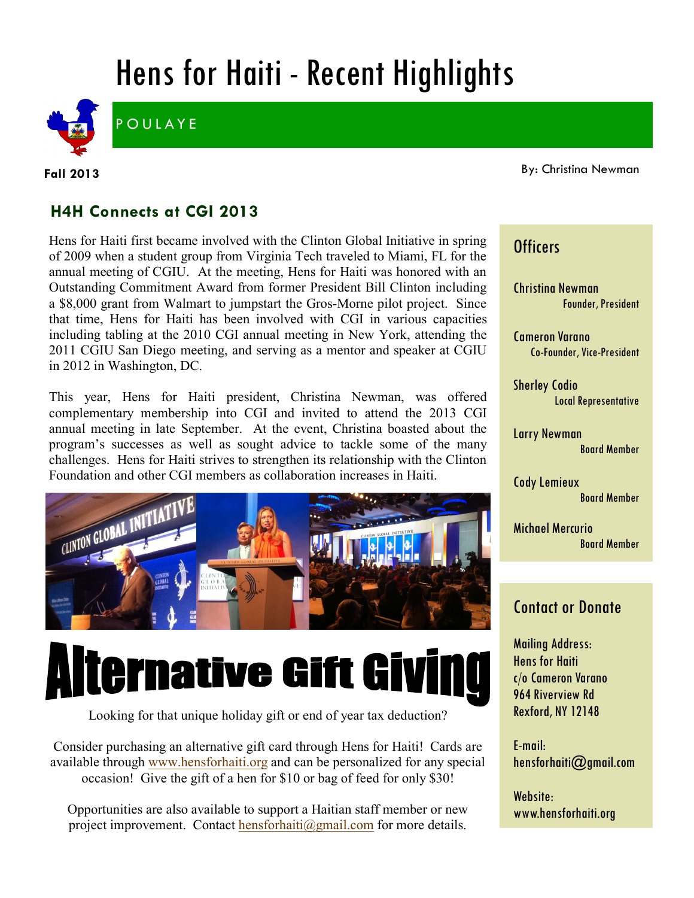# Hens for Haiti - Recent Highlights

POULAYE

**Fall 2013**

By: Christina Newman

## H4H Connects at CGI 2013

Hens for Haiti first became involved with the Clinton Global Initiative in spring of 2009 when a student group from Virginia Tech traveled to Miami, FL for the annual meeting of CGIU. At the meeting, Hens for Haiti was honored with an Outstanding Commitment Award from former President Bill Clinton including a $8,000 grant from Walmart to jumpstart the Gros-Morne pilot project. Since that time, Hens for Haiti has been involved with CGI in various capacities including tabling at the 2010 CGI annual meeting in New York, attending the 2011 CGIU San Diego meeting, and serving as a mentor and speaker at CGIU in 2012 in Washington, DC.

This year, Hens for Haiti president, Christina Newman, was offered complementary membership into CGI and invited to attend the 2013 CGI annual meeting in late September. At the event, Christina boasted about the program's successes as well as sought advice to tackle some of the many challenges. Hens for Haiti strives to strengthen its relationship with the Clinton Foundation and other CGI members as collaboration increases in Haiti.

## Alternative Gift Giving

Looking for that unique holiday gift or end of year tax deduction?

Consider purchasing an alternative gift card through Hens for Haiti! Cards are available through www.hensforhaiti.org and can be personalized for any special occasion! Give the gift of a hen for $10 or bag of feed for only $30!

Opportunities are also available to support a Haitian staff member or new project improvement. Contact hensforhaiti@gmail.com for more details.

### Officers

Christina Newman
Founder, President

Cameron Varano
Co-Founder, Vice-President

Sherley Codio
Local Representative

Larry Newman
Board Member

Cody Lemieux
Board Member

Michael Mercurio
Board Member

### Contact or Donate

Mailing Address:
Hens for Haiti
c/o Cameron Varano
964 Riverview Rd
Rexford, NY 12148

E-mail:
hensforhaiti@gmail.com

Website:
www.hensforhaiti.org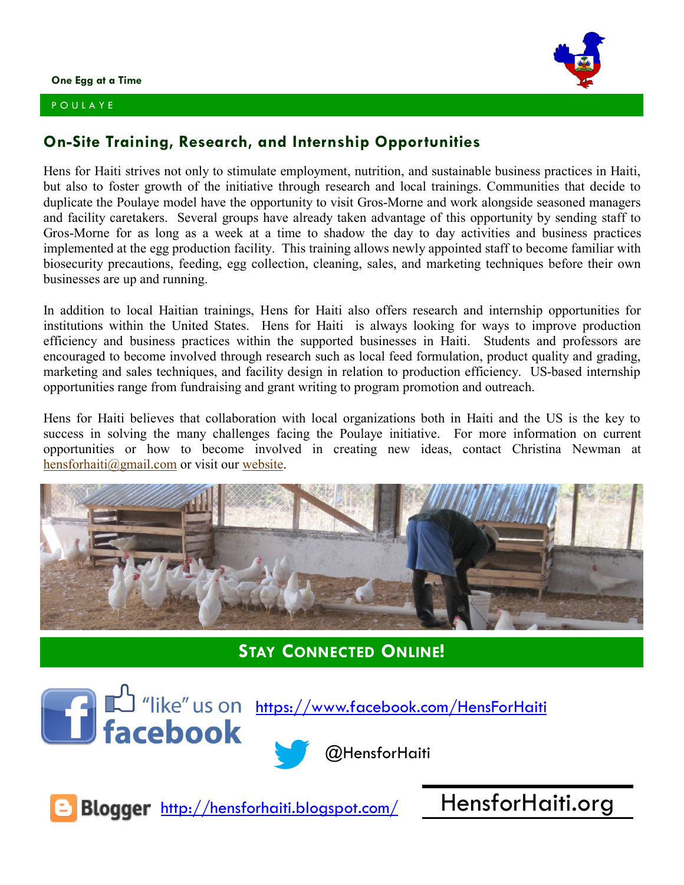One Egg at a Time

POULAYE

## On-Site Training, Research, and Internship Opportunities

Hens for Haiti strives not only to stimulate employment, nutrition, and sustainable business practices in Haiti, but also to foster growth of the initiative through research and local trainings. Communities that decide to duplicate the Poulaye model have the opportunity to visit Gros-Morne and work alongside seasoned managers and facility caretakers. Several groups have already taken advantage of this opportunity by sending staff to Gros-Morne for as long as a week at a time to shadow the day to day activities and business practices implemented at the egg production facility. This training allows newly appointed staff to become familiar with biosecurity precautions, feeding, egg collection, cleaning, sales, and marketing techniques before their own businesses are up and running.

In addition to local Haitian trainings, Hens for Haiti also offers research and internship opportunities for institutions within the United States. Hens for Haiti is always looking for ways to improve production efficiency and business practices within the supported businesses in Haiti. Students and professors are encouraged to become involved through research such as local feed formulation, product quality and grading, marketing and sales techniques, and facility design in relation to production efficiency. US-based internship opportunities range from fundraising and grant writing to program promotion and outreach.

Hens for Haiti believes that collaboration with local organizations both in Haiti and the US is the key to success in solving the many challenges facing the Poulaye initiative. For more information on current opportunities or how to become involved in creating new ideas, contact Christina Newman at hensforhaiti@gmail.com or visit our website.

## Stay Connected Online!

"like" us on facebook https://www.facebook.com/HensForHaiti

@HensforHaiti

Blogger http://hensforhaiti.blogspot.com/

HensforHaiti.org